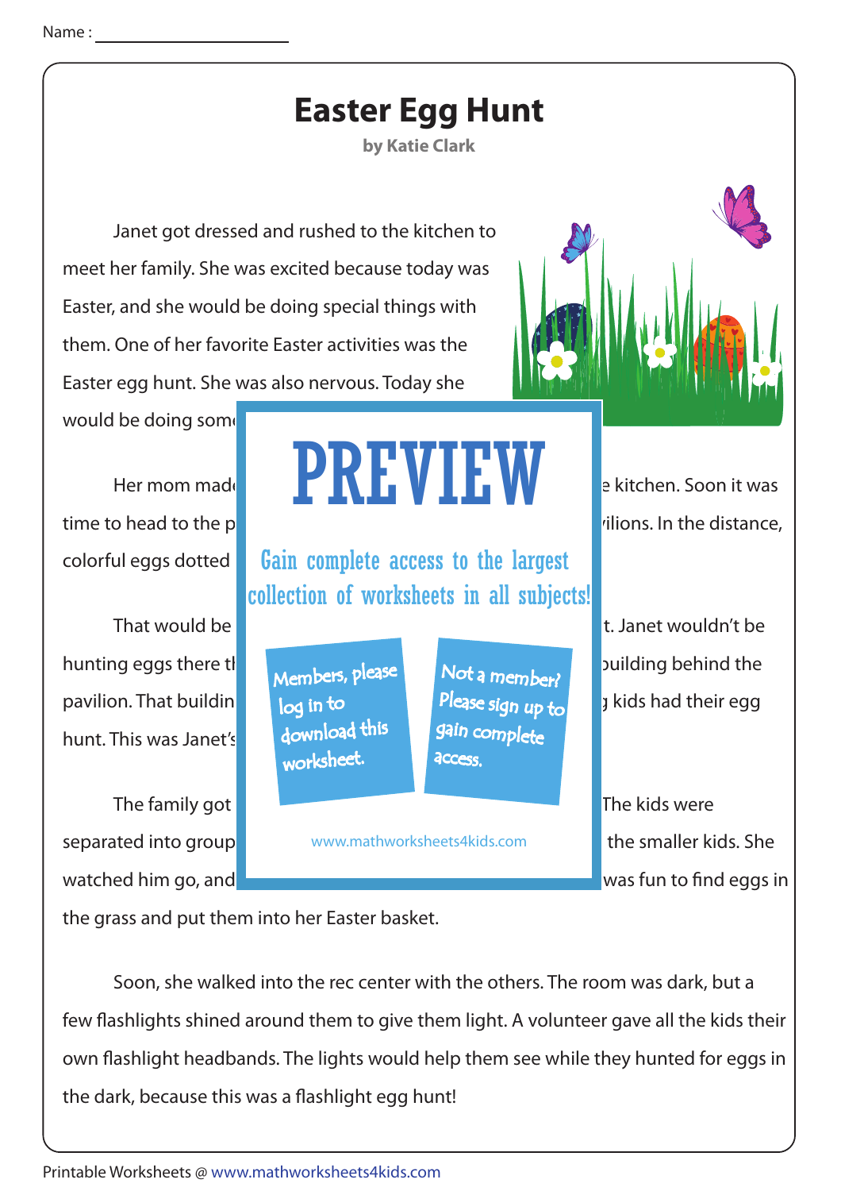Name : ____________________

# Easter Egg Hunt

**by Katie Clark**

Janet got dressed and rushed to the kitchen to meet her family. She was excited because today was Easter, and she would be doing special things with them. One of her favorite Easter activities was the Easter egg hunt. She was also nervous. Today she would be doing som

Her mom mad e kitchen. Soon it was time to head to the p ilions. In the distance, colorful eggs dotted

That would be t. Janet wouldn't be hunting eggs there t building behind the pavilion. That buildin kids had their egg hunt. This was Janet's

The family got The kids were separated into group the smaller kids. She watched him go, and was fun to find eggs in the grass and put them into her Easter basket.

PREVIEW

Gain complete access to the largest collection of worksheets in all subjects!

Members, please log in to download this worksheet.

Not a member? Please sign up to gain complete access.

www.mathworksheets4kids.com

Soon, she walked into the rec center with the others. The room was dark, but a few flashlights shined around them to give them light. A volunteer gave all the kids their own flashlight headbands. The lights would help them see while they hunted for eggs in the dark, because this was a flashlight egg hunt!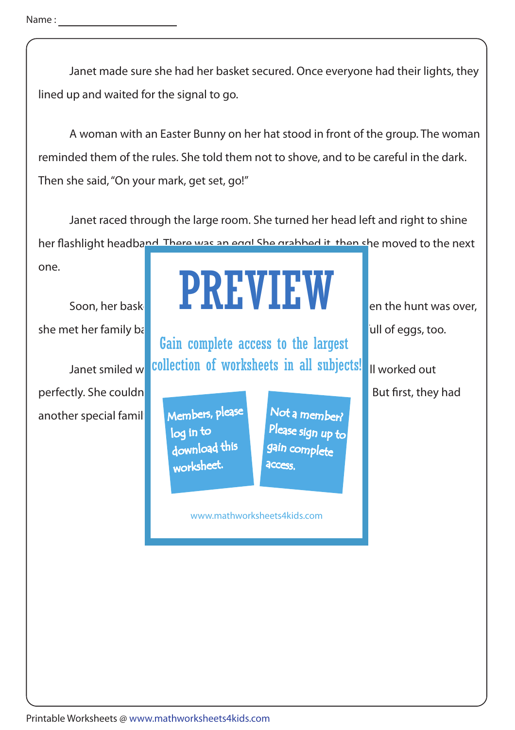Name :

Janet made sure she had her basket secured. Once everyone had their lights, they lined up and waited for the signal to go.

A woman with an Easter Bunny on her hat stood in front of the group. The woman reminded them of the rules. She told them not to shove, and to be careful in the dark. Then she said, "On your mark, get set, go!"

Janet raced through the large room. She turned her head left and right to shine her flashlight headband. There was an egg! She grabbed it, then she moved to the next one.

Soon, her bask en the hunt was over, she met her family ba ull of eggs, too.

Janet smiled w ll worked out perfectly. She couldn But first, they had another special famil

PREVIEW

Gain complete access to the largest collection of worksheets in all subjects!

Members, please log in to download this worksheet.

Not a member? Please sign up to gain complete access.

www.mathworksheets4kids.com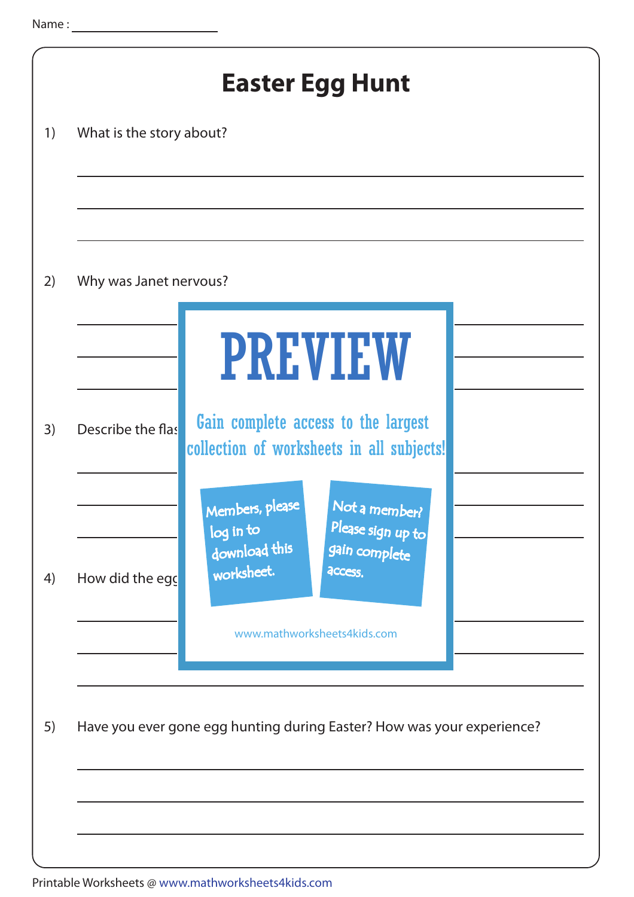Name : ____________________

# Easter Egg Hunt

1) What is the story about?

______________________________________________

______________________________________________

______________________________________________

2) Why was Janet nervous?

______________________________________________

______________________________________________

______________________________________________

3) Describe the flas

______________________________________________

______________________________________________

______________________________________________

4) How did the egg

______________________________________________

______________________________________________

______________________________________________

PREVIEW

Gain complete access to the largest collection of worksheets in all subjects!

Members, please log in to download this worksheet.

Not a member? Please sign up to gain complete access.

www.mathworksheets4kids.com

5) Have you ever gone egg hunting during Easter? How was your experience?

______________________________________________

______________________________________________

______________________________________________

Printable Worksheets @ www.mathworksheets4kids.com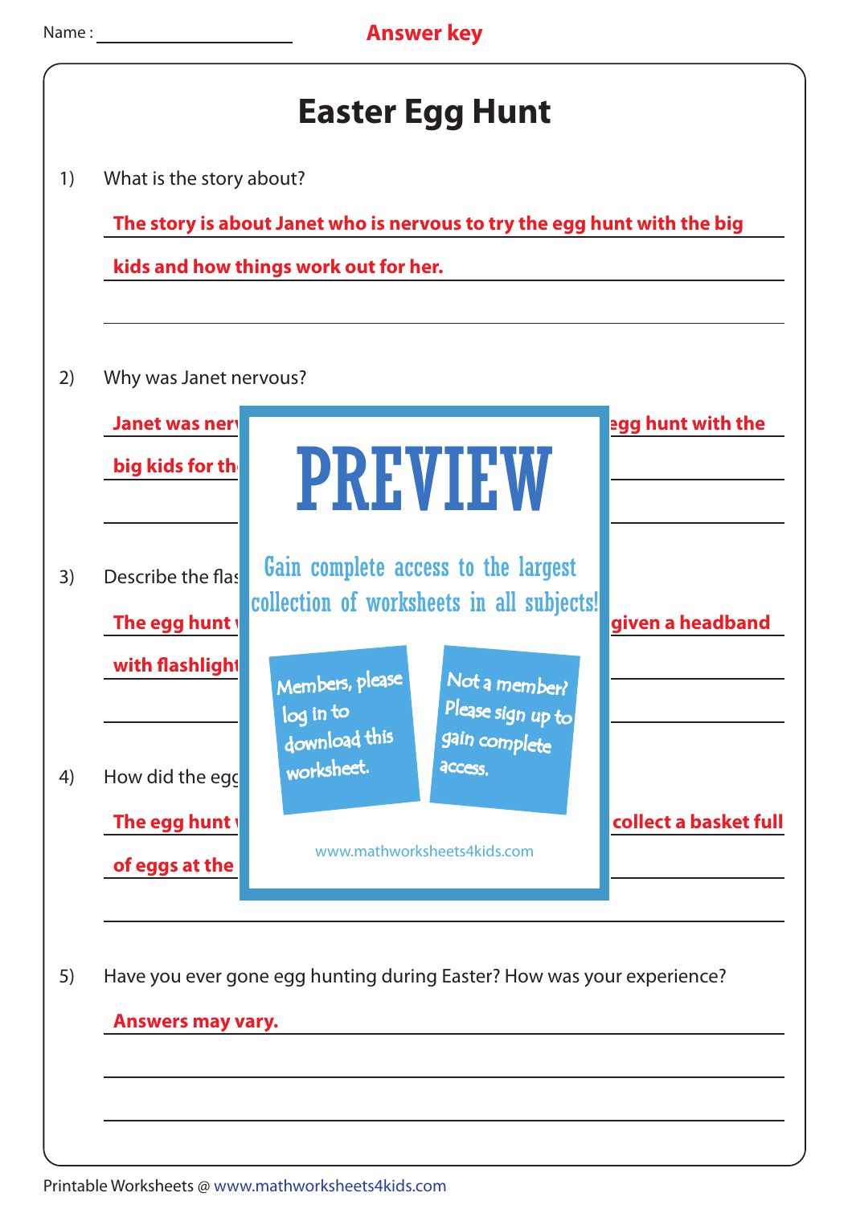Name : ______________________ **Answer key**

# Easter Egg Hunt

1) What is the story about?

**The story is about Janet who is nervous to try the egg hunt with the big kids and how things work out for her.**

2) Why was Janet nervous?

**Janet was nerv** ... **egg hunt with the big kids for th** ...

3) Describe the flas...

**The egg hunt** ... **given a headband with flashlight** ...

4) How did the egg...

**The egg hunt** ... **collect a basket full of eggs at the** ...

PREVIEW

Gain complete access to the largest collection of worksheets in all subjects!

Members, please log in to download this worksheet.

Not a member? Please sign up to gain complete access.

www.mathworksheets4kids.com

5) Have you ever gone egg hunting during Easter? How was your experience?

**Answers may vary.**

Printable Worksheets @ www.mathworksheets4kids.com